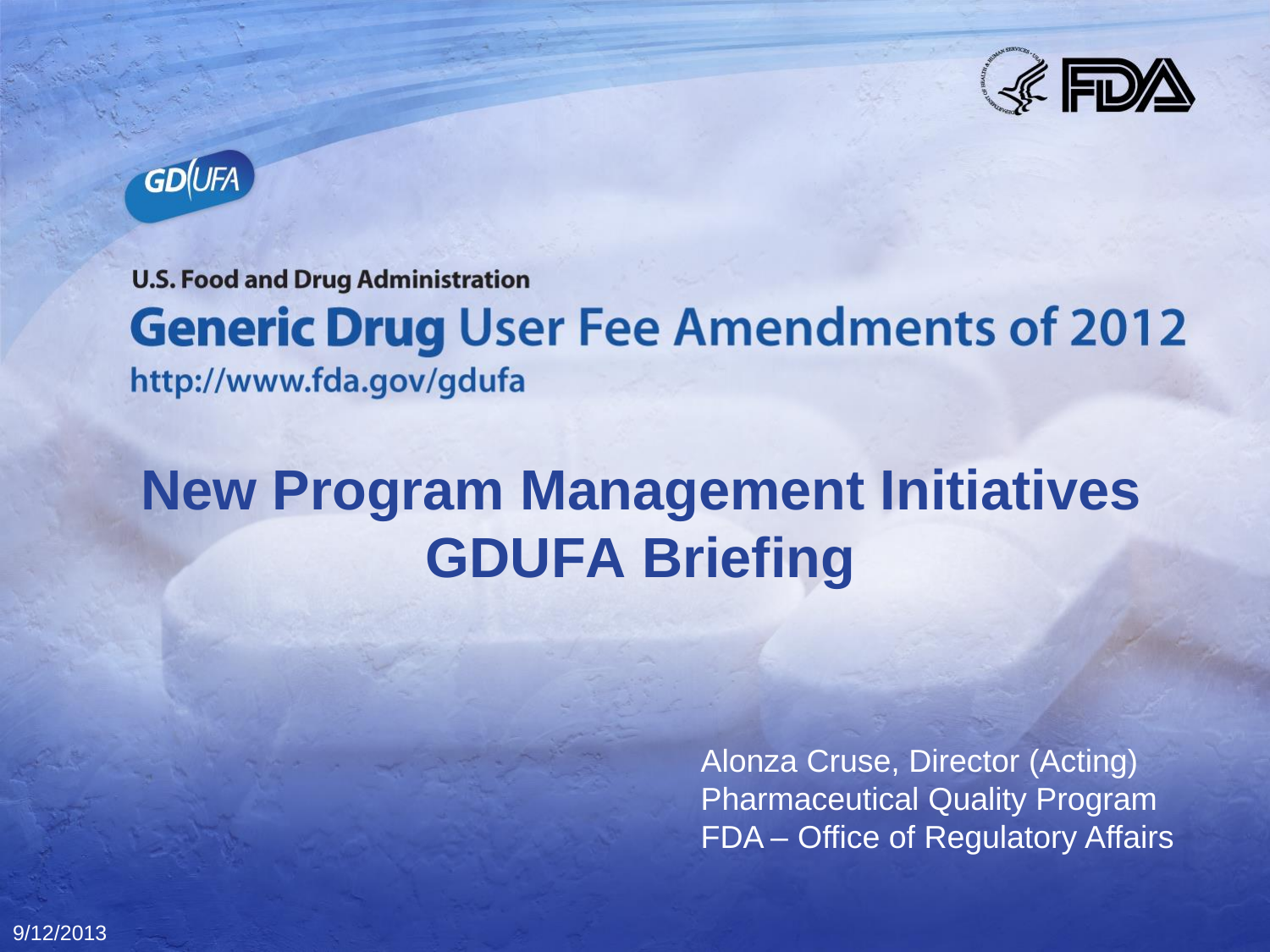GDUFA

U.S. Food and Drug Administration

**Generic Drug** User Fee Amendments of 2012

http://www.fda.gov/gdufa

# New Program Management Initiatives GDUFA Briefing

Alonza Cruse, Director (Acting)
Pharmaceutical Quality Program
FDA – Office of Regulatory Affairs

9/12/2013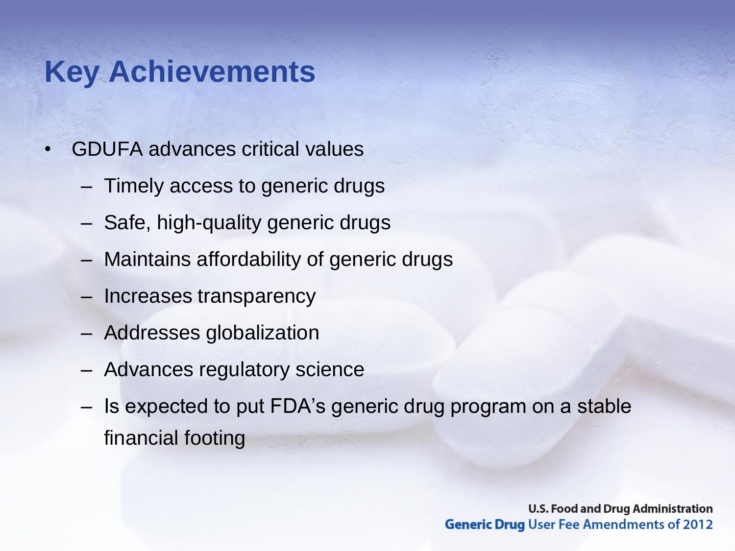# Key Achievements

- GDUFA advances critical values
  - Timely access to generic drugs
  - Safe, high-quality generic drugs
  - Maintains affordability of generic drugs
  - Increases transparency
  - Addresses globalization
  - Advances regulatory science
  - Is expected to put FDA's generic drug program on a stable financial footing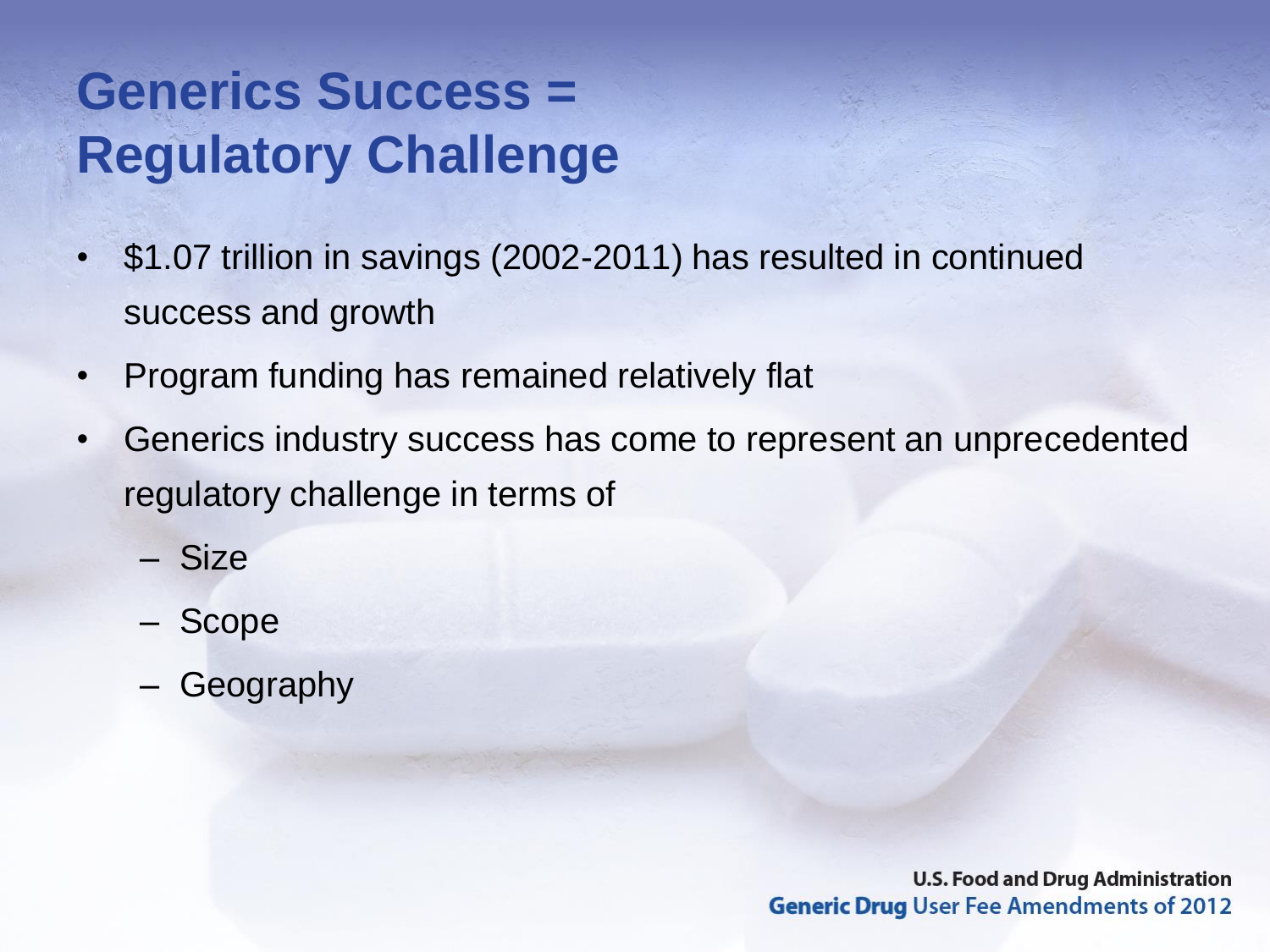# Generics Success = Regulatory Challenge

- $1.07 trillion in savings (2002-2011) has resulted in continued success and growth
- Program funding has remained relatively flat
- Generics industry success has come to represent an unprecedented regulatory challenge in terms of
  - Size
  - Scope
  - Geography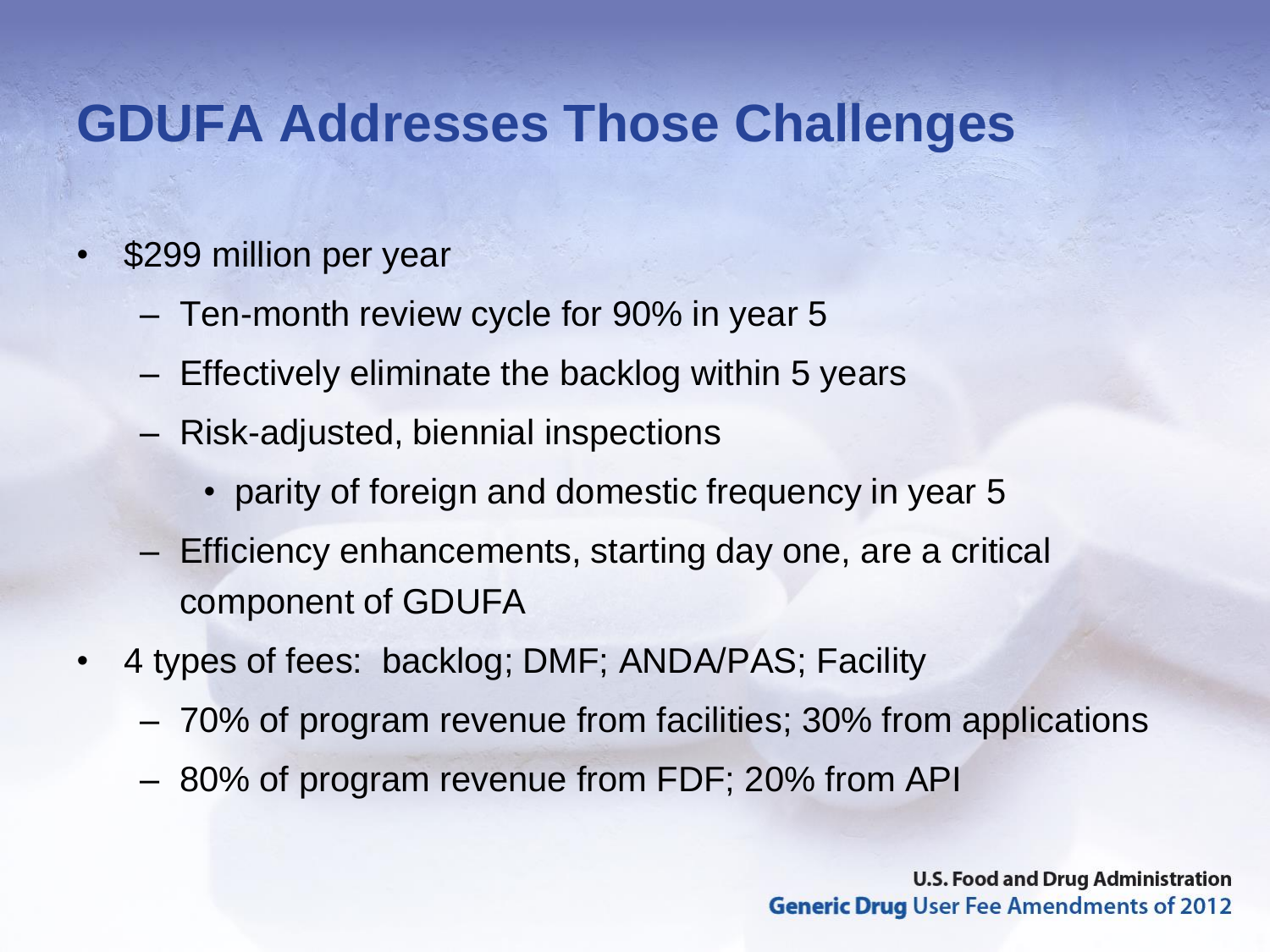# GDUFA Addresses Those Challenges

- $299 million per year
  - Ten-month review cycle for 90% in year 5
  - Effectively eliminate the backlog within 5 years
  - Risk-adjusted, biennial inspections
    - parity of foreign and domestic frequency in year 5
  - Efficiency enhancements, starting day one, are a critical component of GDUFA
- 4 types of fees: backlog; DMF; ANDA/PAS; Facility
  - 70% of program revenue from facilities; 30% from applications
  - 80% of program revenue from FDF; 20% from API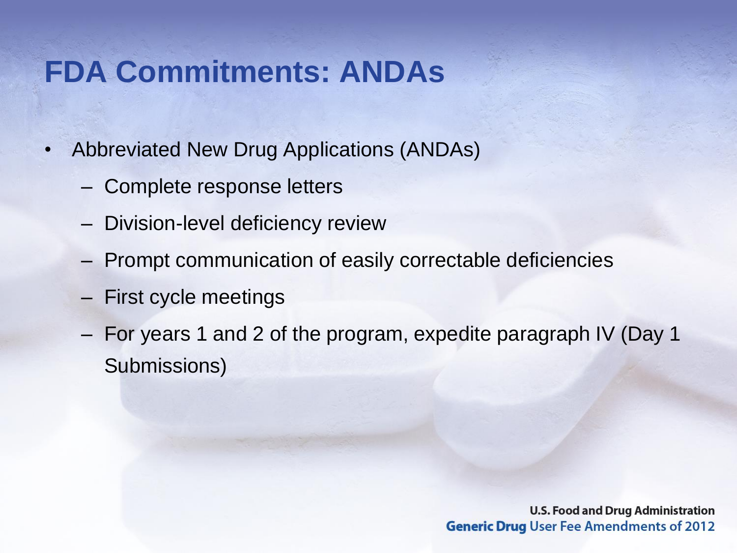# FDA Commitments: ANDAs

- Abbreviated New Drug Applications (ANDAs)
  - Complete response letters
  - Division-level deficiency review
  - Prompt communication of easily correctable deficiencies
  - First cycle meetings
  - For years 1 and 2 of the program, expedite paragraph IV (Day 1 Submissions)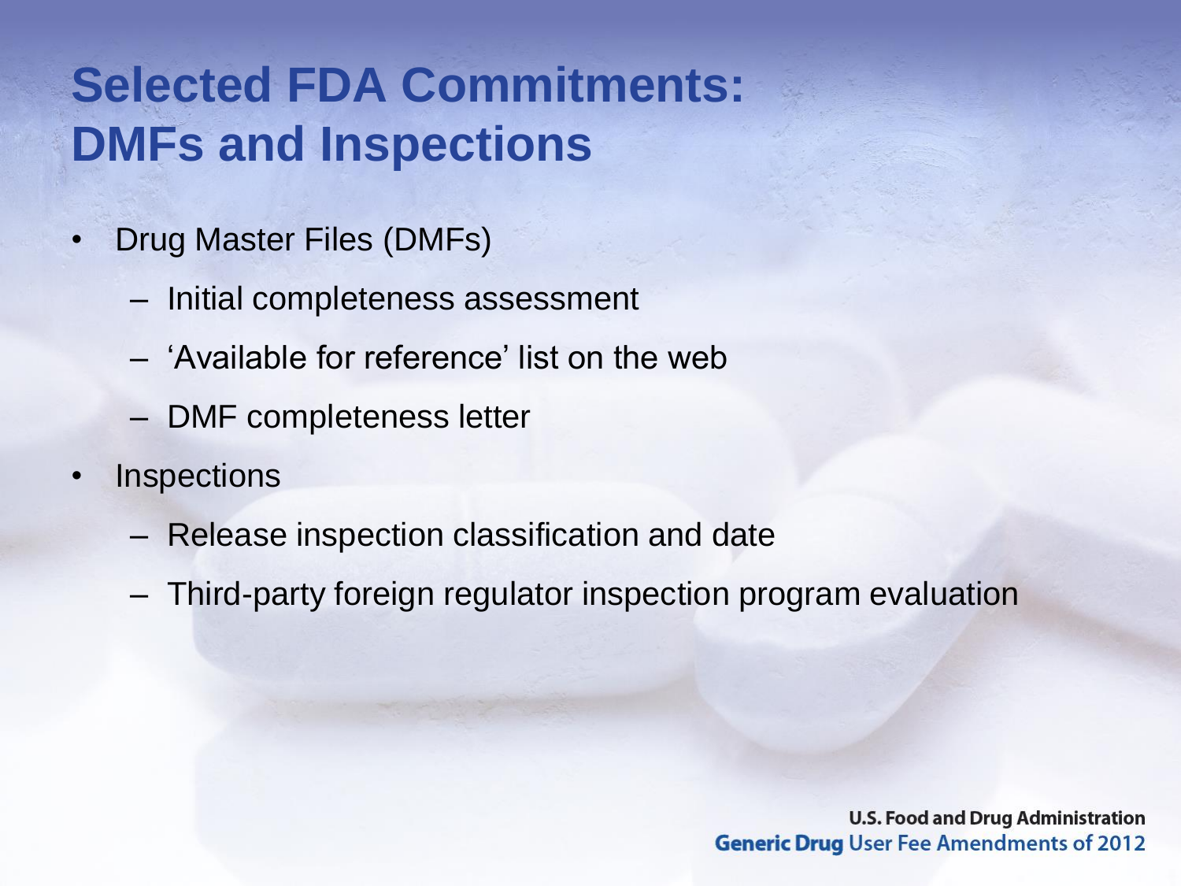# Selected FDA Commitments: DMFs and Inspections

- Drug Master Files (DMFs)
  - Initial completeness assessment
  - ‘Available for reference’ list on the web
  - DMF completeness letter
- Inspections
  - Release inspection classification and date
  - Third-party foreign regulator inspection program evaluation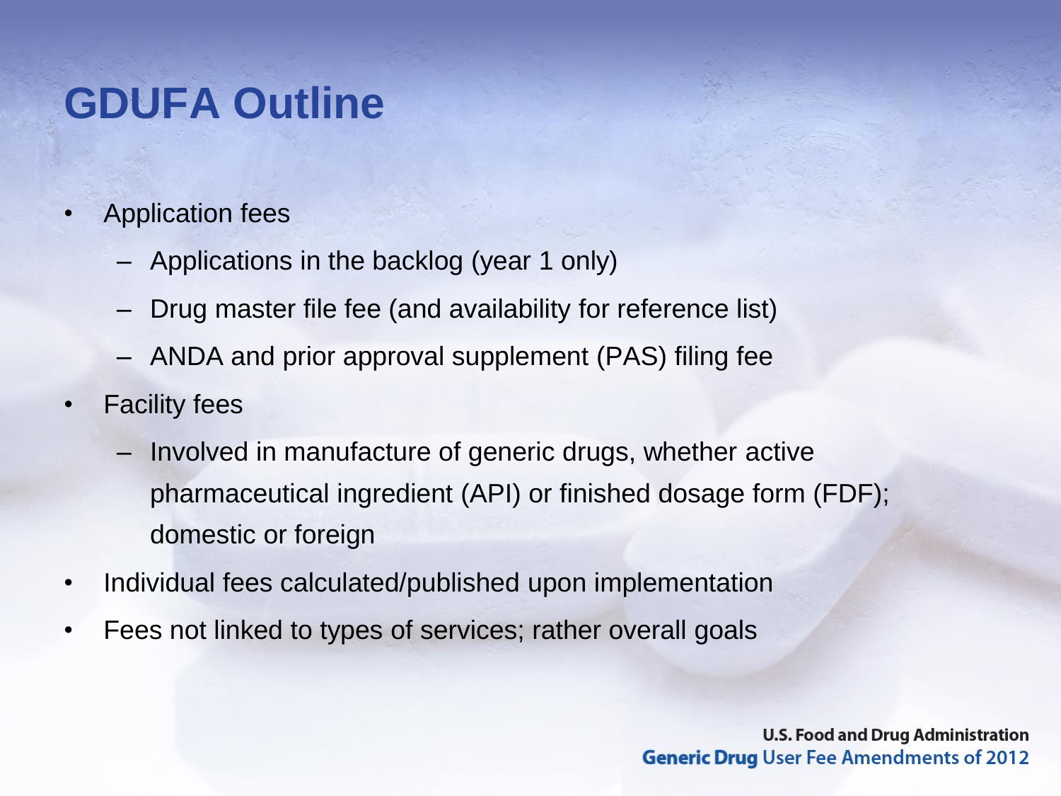# GDUFA Outline

- Application fees
  - Applications in the backlog (year 1 only)
  - Drug master file fee (and availability for reference list)
  - ANDA and prior approval supplement (PAS) filing fee
- Facility fees
  - Involved in manufacture of generic drugs, whether active pharmaceutical ingredient (API) or finished dosage form (FDF); domestic or foreign
- Individual fees calculated/published upon implementation
- Fees not linked to types of services; rather overall goals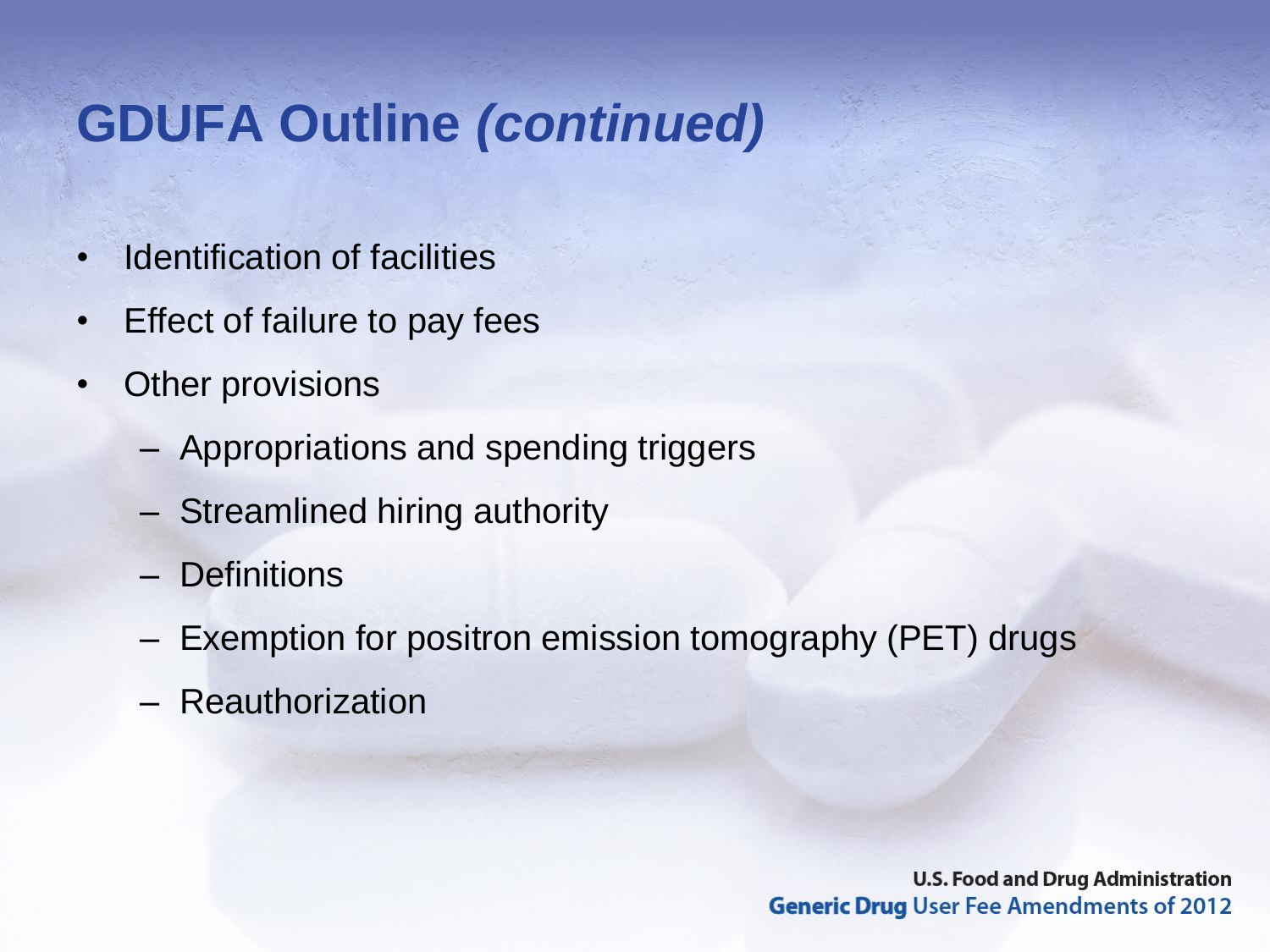# GDUFA Outline *(continued)*

- Identification of facilities
- Effect of failure to pay fees
- Other provisions
  - Appropriations and spending triggers
  - Streamlined hiring authority
  - Definitions
  - Exemption for positron emission tomography (PET) drugs
  - Reauthorization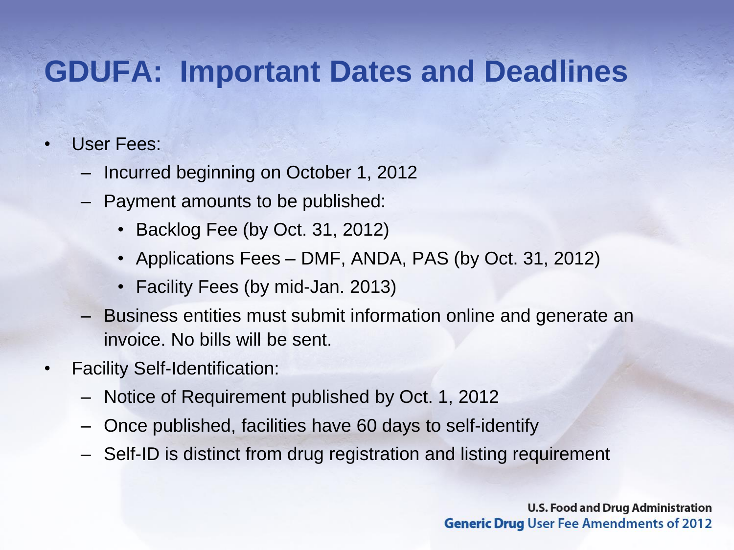# GDUFA: Important Dates and Deadlines

- User Fees:
  - Incurred beginning on October 1, 2012
  - Payment amounts to be published:
    - Backlog Fee (by Oct. 31, 2012)
    - Applications Fees – DMF, ANDA, PAS (by Oct. 31, 2012)
    - Facility Fees (by mid-Jan. 2013)
  - Business entities must submit information online and generate an invoice. No bills will be sent.
- Facility Self-Identification:
  - Notice of Requirement published by Oct. 1, 2012
  - Once published, facilities have 60 days to self-identify
  - Self-ID is distinct from drug registration and listing requirement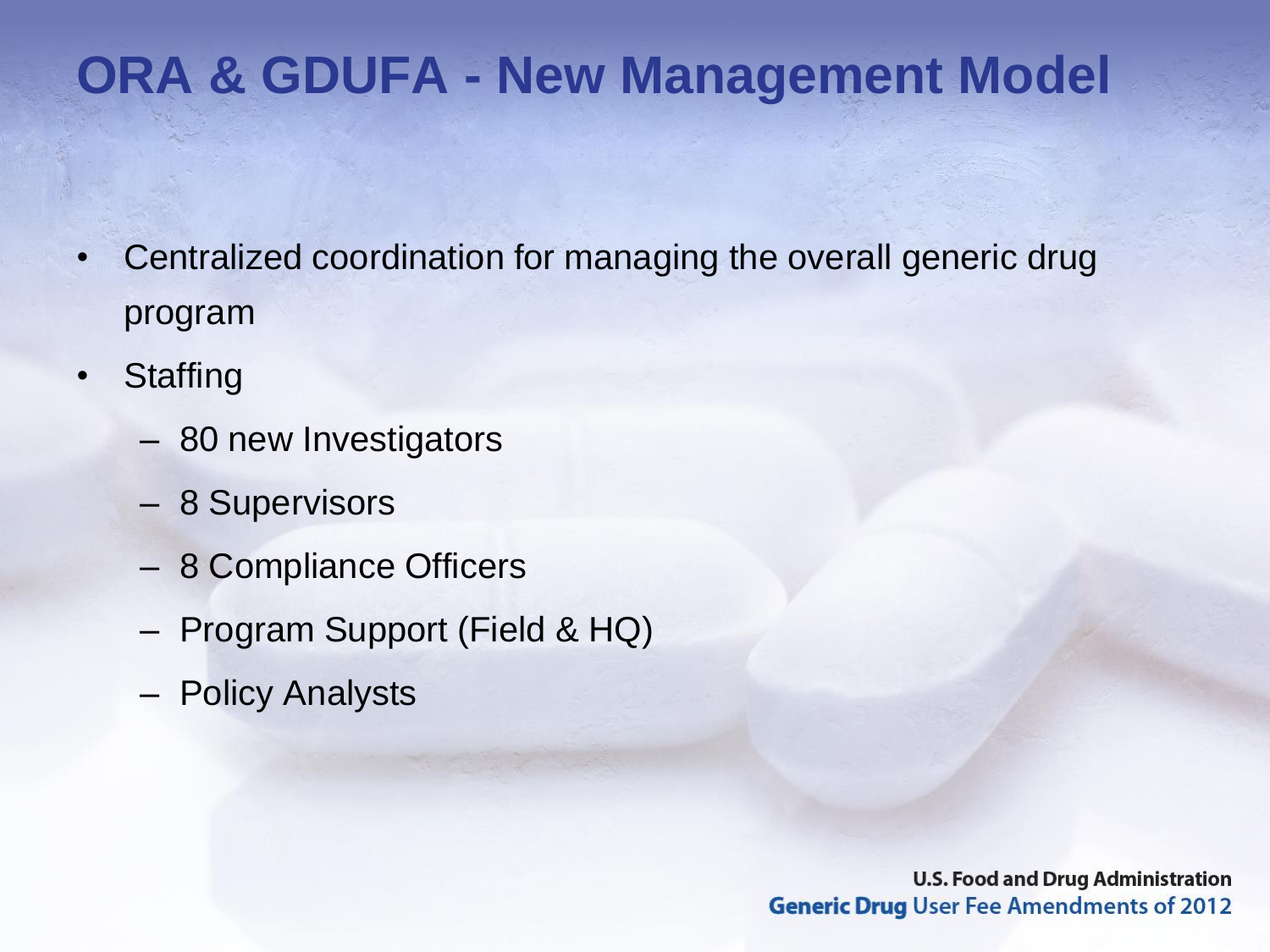# ORA & GDUFA - New Management Model

- Centralized coordination for managing the overall generic drug program
- Staffing
  - 80 new Investigators
  - 8 Supervisors
  - 8 Compliance Officers
  - Program Support (Field & HQ)
  - Policy Analysts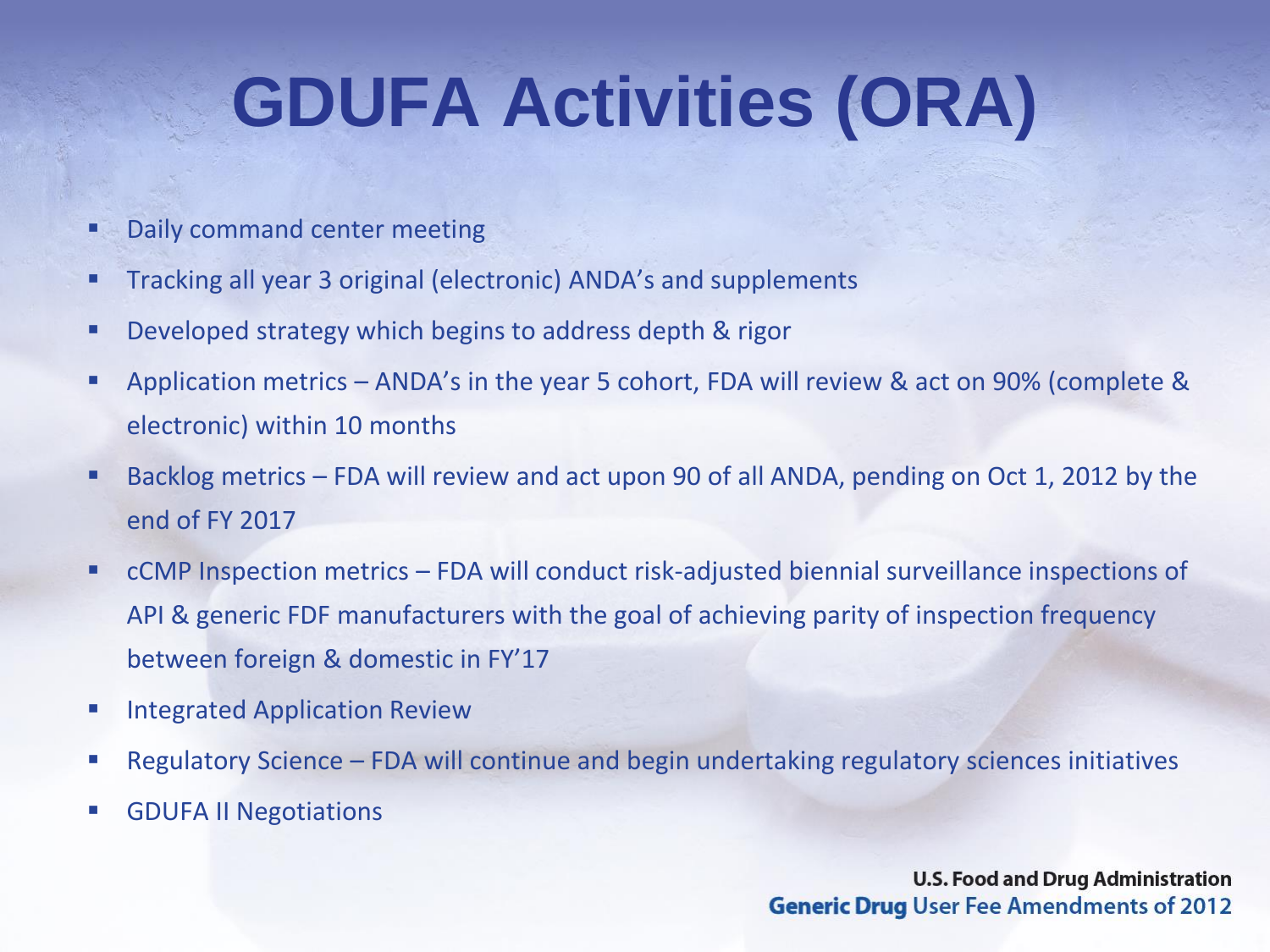# GDUFA Activities (ORA)

- Daily command center meeting
- Tracking all year 3 original (electronic) ANDA's and supplements
- Developed strategy which begins to address depth & rigor
- Application metrics – ANDA's in the year 5 cohort, FDA will review & act on 90% (complete & electronic) within 10 months
- Backlog metrics – FDA will review and act upon 90 of all ANDA, pending on Oct 1, 2012 by the end of FY 2017
- cCMP Inspection metrics – FDA will conduct risk-adjusted biennial surveillance inspections of API & generic FDF manufacturers with the goal of achieving parity of inspection frequency between foreign & domestic in FY'17
- Integrated Application Review
- Regulatory Science – FDA will continue and begin undertaking regulatory sciences initiatives
- GDUFA II Negotiations

**U.S. Food and Drug Administration**
**Generic Drug** User Fee Amendments of 2012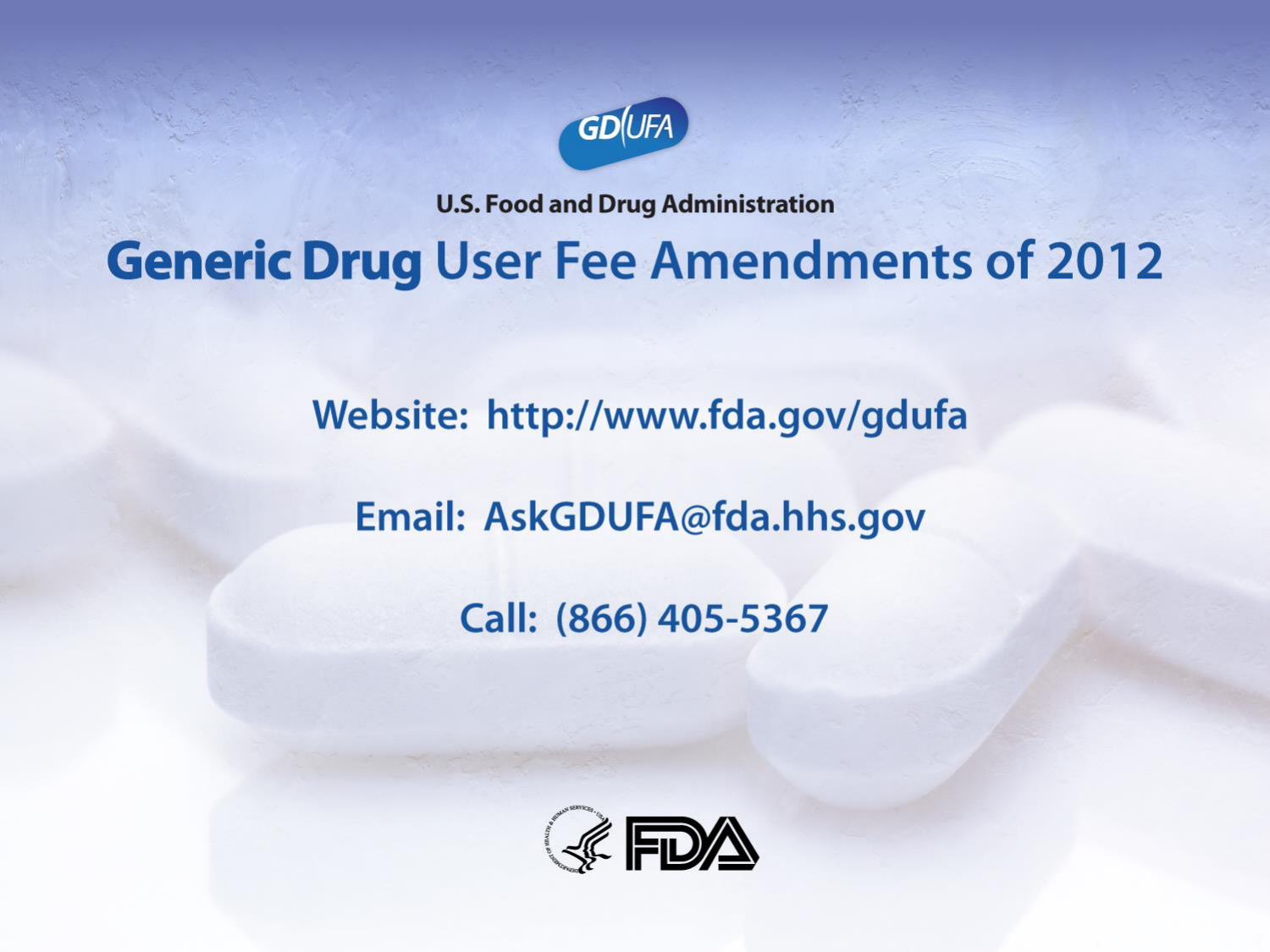GDUFA

U.S. Food and Drug Administration

# Generic Drug User Fee Amendments of 2012

Website: http://www.fda.gov/gdufa

Email: AskGDUFA@fda.hhs.gov

Call: (866) 405-5367

FDA